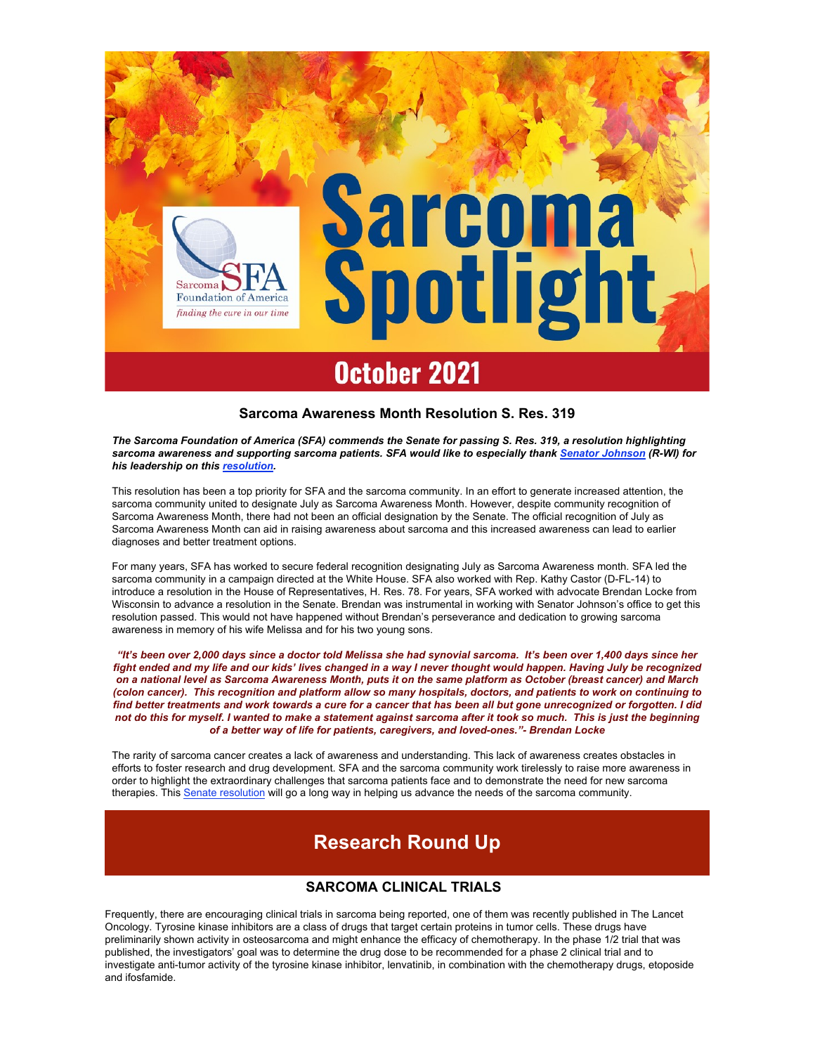# Sarcoma Spotlight

Sarcoma Foundation of America
*finding the cure in our time*

## October 2021

### Sarcoma Awareness Month Resolution S. Res. 319

***The Sarcoma Foundation of America (SFA) commends the Senate for passing S. Res. 319, a resolution highlighting sarcoma awareness and supporting sarcoma patients. SFA would like to especially thank Senator Johnson (R-WI) for his leadership on this resolution.***

This resolution has been a top priority for SFA and the sarcoma community. In an effort to generate increased attention, the sarcoma community united to designate July as Sarcoma Awareness Month. However, despite community recognition of Sarcoma Awareness Month, there had not been an official designation by the Senate. The official recognition of July as Sarcoma Awareness Month can aid in raising awareness about sarcoma and this increased awareness can lead to earlier diagnoses and better treatment options.

For many years, SFA has worked to secure federal recognition designating July as Sarcoma Awareness month. SFA led the sarcoma community in a campaign directed at the White House. SFA also worked with Rep. Kathy Castor (D-FL-14) to introduce a resolution in the House of Representatives, H. Res. 78. For years, SFA worked with advocate Brendan Locke from Wisconsin to advance a resolution in the Senate. Brendan was instrumental in working with Senator Johnson's office to get this resolution passed. This would not have happened without Brendan's perseverance and dedication to growing sarcoma awareness in memory of his wife Melissa and for his two young sons.

***"It's been over 2,000 days since a doctor told Melissa she had synovial sarcoma. It's been over 1,400 days since her fight ended and my life and our kids' lives changed in a way I never thought would happen. Having July be recognized on a national level as Sarcoma Awareness Month, puts it on the same platform as October (breast cancer) and March (colon cancer). This recognition and platform allow so many hospitals, doctors, and patients to work on continuing to find better treatments and work towards a cure for a cancer that has been all but gone unrecognized or forgotten. I did not do this for myself. I wanted to make a statement against sarcoma after it took so much. This is just the beginning of a better way of life for patients, caregivers, and loved-ones."- Brendan Locke***

The rarity of sarcoma cancer creates a lack of awareness and understanding. This lack of awareness creates obstacles in efforts to foster research and drug development. SFA and the sarcoma community work tirelessly to raise more awareness in order to highlight the extraordinary challenges that sarcoma patients face and to demonstrate the need for new sarcoma therapies. This Senate resolution will go a long way in helping us advance the needs of the sarcoma community.

## Research Round Up

### SARCOMA CLINICAL TRIALS

Frequently, there are encouraging clinical trials in sarcoma being reported, one of them was recently published in The Lancet Oncology. Tyrosine kinase inhibitors are a class of drugs that target certain proteins in tumor cells. These drugs have preliminarily shown activity in osteosarcoma and might enhance the efficacy of chemotherapy. In the phase 1/2 trial that was published, the investigators' goal was to determine the drug dose to be recommended for a phase 2 clinical trial and to investigate anti-tumor activity of the tyrosine kinase inhibitor, lenvatinib, in combination with the chemotherapy drugs, etoposide and ifosfamide.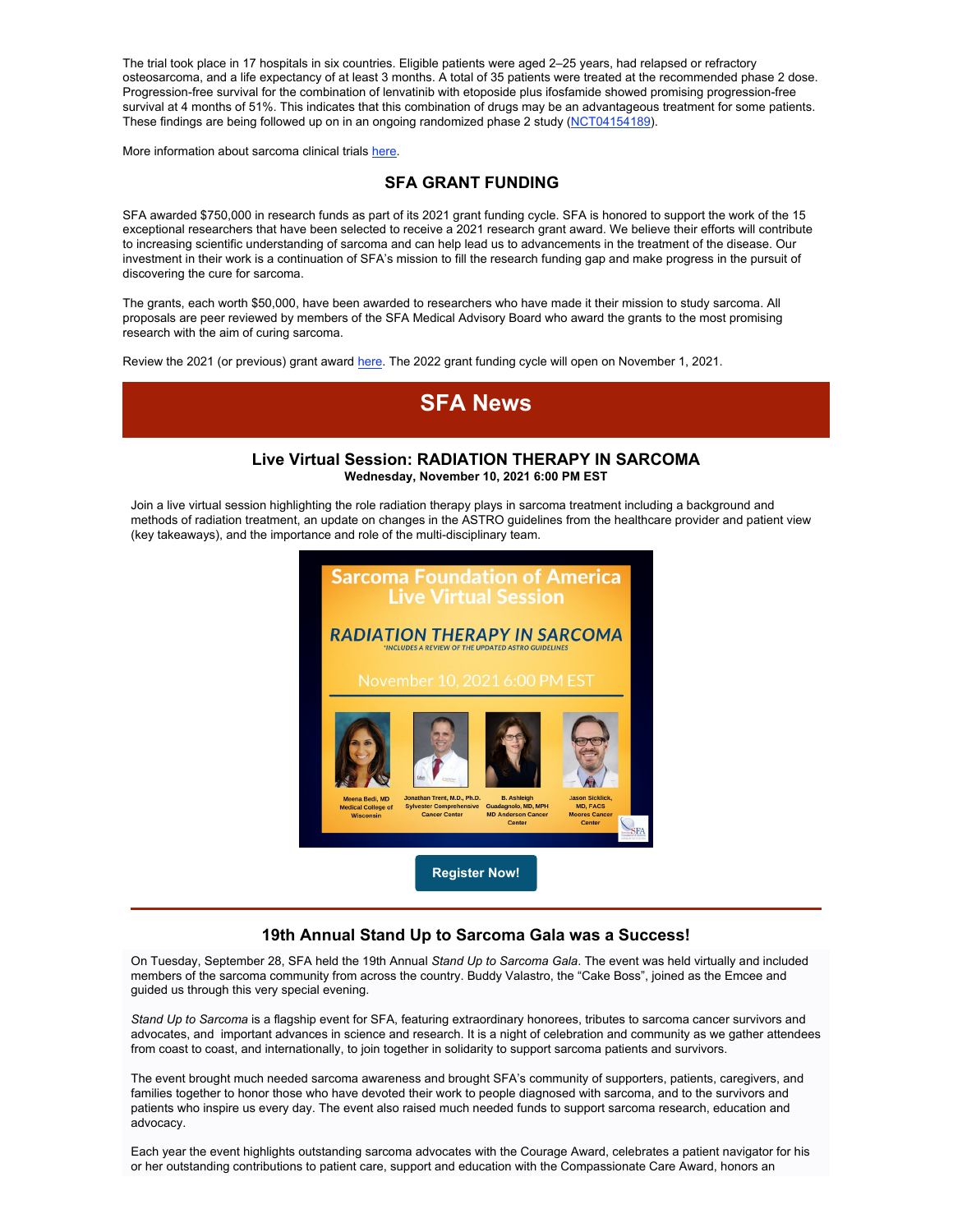The trial took place in 17 hospitals in six countries. Eligible patients were aged 2–25 years, had relapsed or refractory osteosarcoma, and a life expectancy of at least 3 months. A total of 35 patients were treated at the recommended phase 2 dose. Progression-free survival for the combination of lenvatinib with etoposide plus ifosfamide showed promising progression-free survival at 4 months of 51%. This indicates that this combination of drugs may be an advantageous treatment for some patients. These findings are being followed up on in an ongoing randomized phase 2 study (NCT04154189).

More information about sarcoma clinical trials here.

## SFA GRANT FUNDING

SFA awarded $750,000 in research funds as part of its 2021 grant funding cycle. SFA is honored to support the work of the 15 exceptional researchers that have been selected to receive a 2021 research grant award. We believe their efforts will contribute to increasing scientific understanding of sarcoma and can help lead us to advancements in the treatment of the disease. Our investment in their work is a continuation of SFA's mission to fill the research funding gap and make progress in the pursuit of discovering the cure for sarcoma.

The grants, each worth $50,000, have been awarded to researchers who have made it their mission to study sarcoma. All proposals are peer reviewed by members of the SFA Medical Advisory Board who award the grants to the most promising research with the aim of curing sarcoma.

Review the 2021 (or previous) grant award here. The 2022 grant funding cycle will open on November 1, 2021.

# SFA News

### Live Virtual Session: RADIATION THERAPY IN SARCOMA

**Wednesday, November 10, 2021 6:00 PM EST**

Join a live virtual session highlighting the role radiation therapy plays in sarcoma treatment including a background and methods of radiation treatment, an update on changes in the ASTRO guidelines from the healthcare provider and patient view (key takeaways), and the importance and role of the multi-disciplinary team.

Sarcoma Foundation of America Live Virtual Session

*RADIATION THERAPY IN SARCOMA*

*INCLUDES A REVIEW OF THE UPDATED ASTRO GUIDELINES

November 10, 2021 6:00 PM EST

Meena Bedi, MD Medical College of Wisconsin

Jonathan Trent, M.D., Ph.D. Sylvester Comprehensive Cancer Center

B. Ashleigh Guadagnolo, MD, MPH MD Anderson Cancer Center

Jason Sicklick, MD, FACS Moores Cancer Center

**Register Now!**

### 19th Annual Stand Up to Sarcoma Gala was a Success!

On Tuesday, September 28, SFA held the 19th Annual *Stand Up to Sarcoma Gala*. The event was held virtually and included members of the sarcoma community from across the country. Buddy Valastro, the "Cake Boss", joined as the Emcee and guided us through this very special evening.

*Stand Up to Sarcoma* is a flagship event for SFA, featuring extraordinary honorees, tributes to sarcoma cancer survivors and advocates, and important advances in science and research. It is a night of celebration and community as we gather attendees from coast to coast, and internationally, to join together in solidarity to support sarcoma patients and survivors.

The event brought much needed sarcoma awareness and brought SFA's community of supporters, patients, caregivers, and families together to honor those who have devoted their work to people diagnosed with sarcoma, and to the survivors and patients who inspire us every day. The event also raised much needed funds to support sarcoma research, education and advocacy.

Each year the event highlights outstanding sarcoma advocates with the Courage Award, celebrates a patient navigator for his or her outstanding contributions to patient care, support and education with the Compassionate Care Award, honors an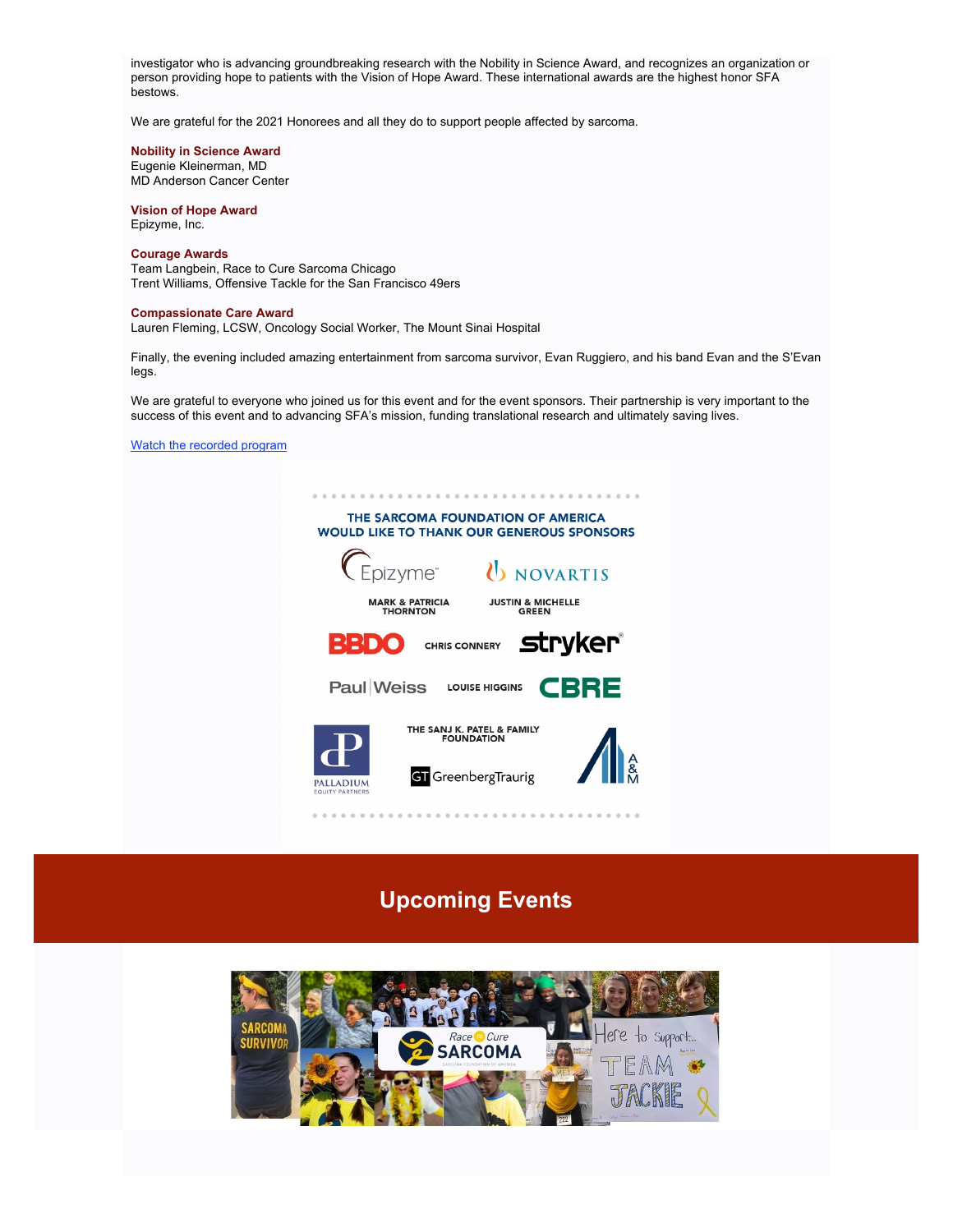investigator who is advancing groundbreaking research with the Nobility in Science Award, and recognizes an organization or person providing hope to patients with the Vision of Hope Award. These international awards are the highest honor SFA bestows.

We are grateful for the 2021 Honorees and all they do to support people affected by sarcoma.

**Nobility in Science Award**
Eugenie Kleinerman, MD
MD Anderson Cancer Center

**Vision of Hope Award**
Epizyme, Inc.

**Courage Awards**
Team Langbein, Race to Cure Sarcoma Chicago
Trent Williams, Offensive Tackle for the San Francisco 49ers

**Compassionate Care Award**
Lauren Fleming, LCSW, Oncology Social Worker, The Mount Sinai Hospital

Finally, the evening included amazing entertainment from sarcoma survivor, Evan Ruggiero, and his band Evan and the S'Evan legs.

We are grateful to everyone who joined us for this event and for the event sponsors. Their partnership is very important to the success of this event and to advancing SFA's mission, funding translational research and ultimately saving lives.

[Watch the recorded program]

THE SARCOMA FOUNDATION OF AMERICA WOULD LIKE TO THANK OUR GENEROUS SPONSORS

Epizyme, Novartis, Mark & Patricia Thornton, Justin & Michelle Green, BBDO, Chris Connery, Stryker, Paul|Weiss, Louise Higgins, CBRE, Palladium Equity Partners, The Sanj K. Patel & Family Foundation, GreenbergTraurig, A&M

## Upcoming Events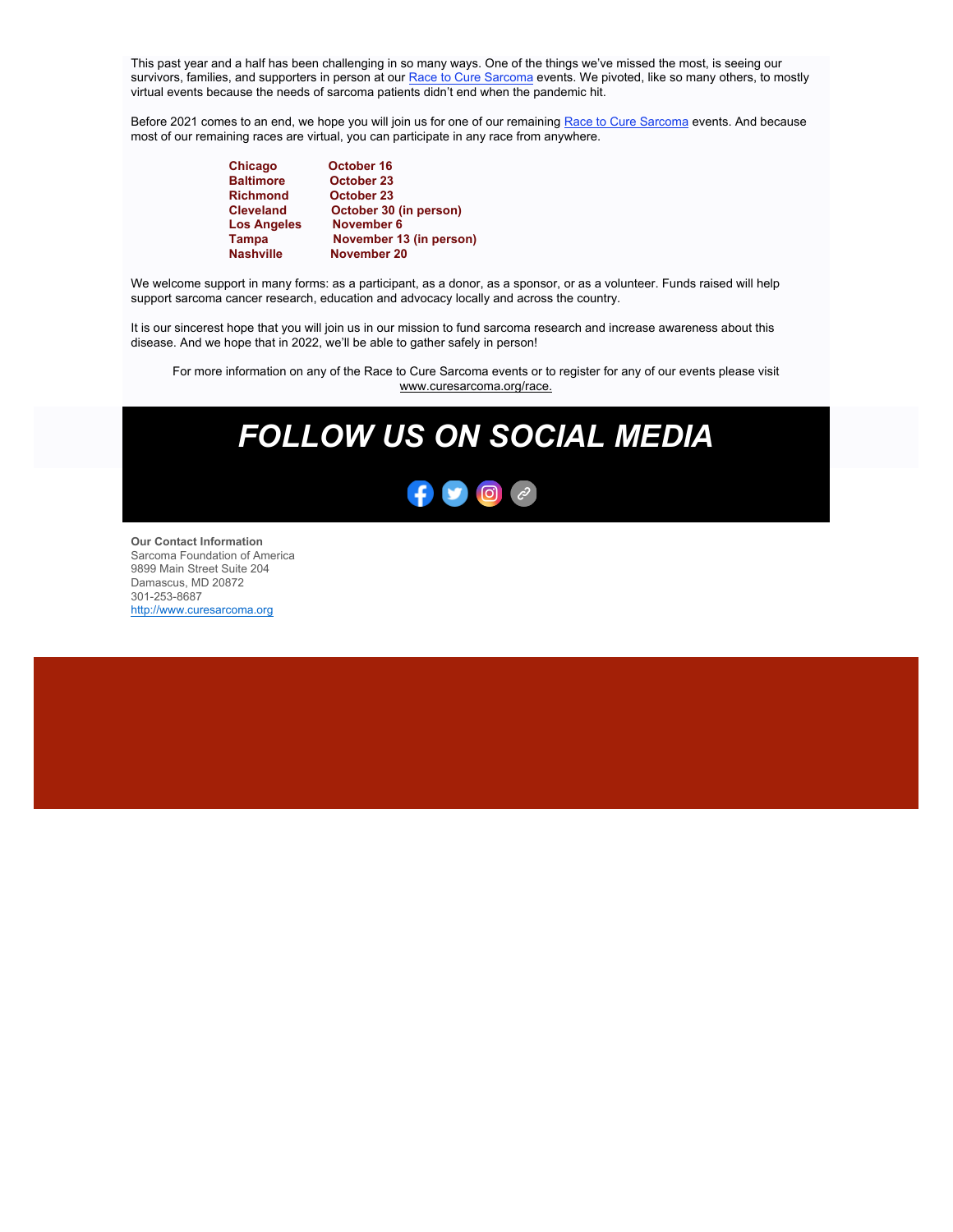This past year and a half has been challenging in so many ways. One of the things we've missed the most, is seeing our survivors, families, and supporters in person at our Race to Cure Sarcoma events. We pivoted, like so many others, to mostly virtual events because the needs of sarcoma patients didn't end when the pandemic hit.

Before 2021 comes to an end, we hope you will join us for one of our remaining Race to Cure Sarcoma events. And because most of our remaining races are virtual, you can participate in any race from anywhere.

| | |
|---|---|
| **Chicago** | **October 16** |
| **Baltimore** | **October 23** |
| **Richmond** | **October 23** |
| **Cleveland** | **October 30 (in person)** |
| **Los Angeles** | **November 6** |
| **Tampa** | **November 13 (in person)** |
| **Nashville** | **November 20** |

We welcome support in many forms: as a participant, as a donor, as a sponsor, or as a volunteer. Funds raised will help support sarcoma cancer research, education and advocacy locally and across the country.

It is our sincerest hope that you will join us in our mission to fund sarcoma research and increase awareness about this disease. And we hope that in 2022, we'll be able to gather safely in person!

For more information on any of the Race to Cure Sarcoma events or to register for any of our events please visit www.curesarcoma.org/race.

# *FOLLOW US ON SOCIAL MEDIA*

**Our Contact Information**
Sarcoma Foundation of America
9899 Main Street Suite 204
Damascus, MD 20872
301-253-8687
http://www.curesarcoma.org